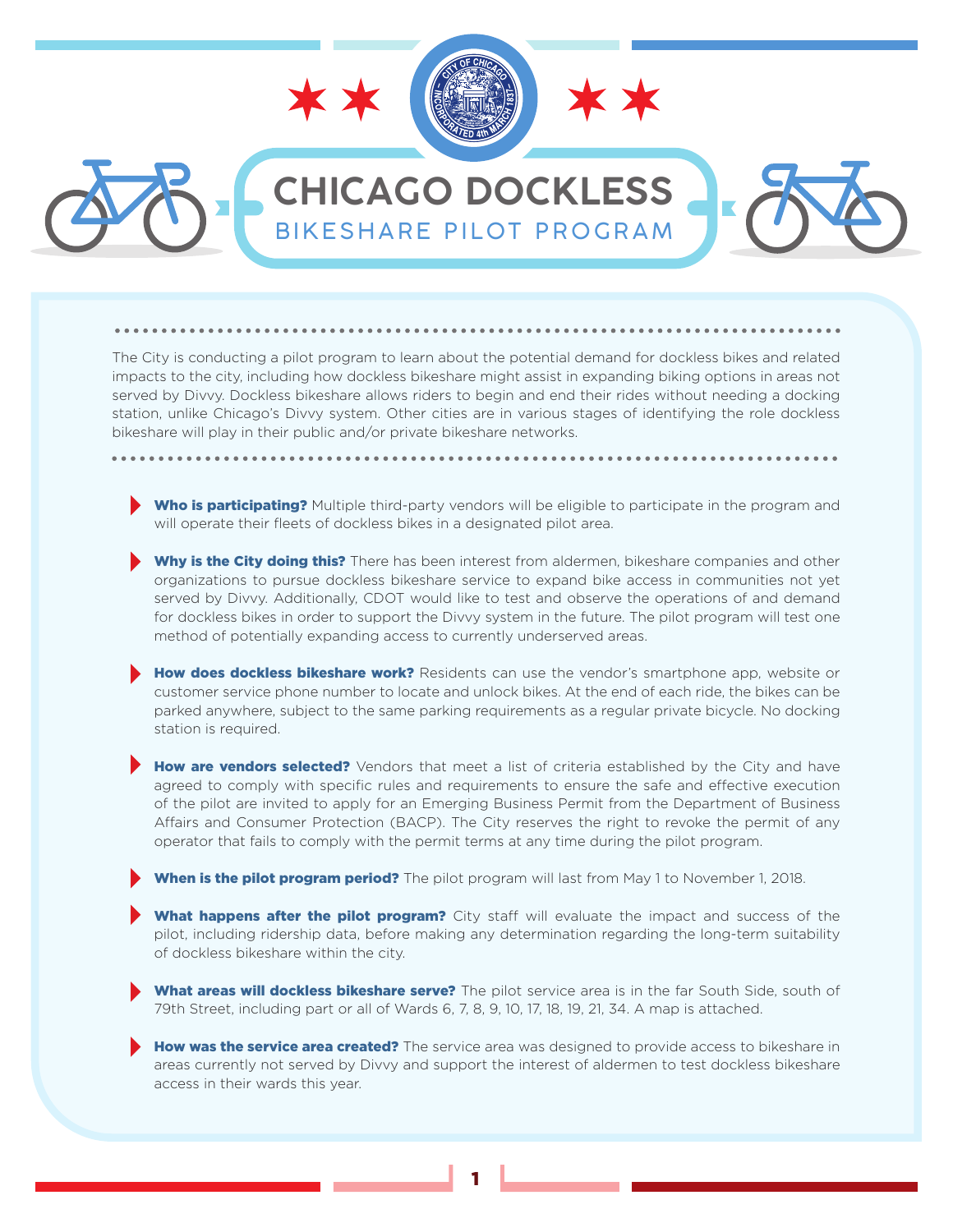# CHICAGO DOCKLESS

## BIKESHARE PILOT PROGRAM

The City is conducting a pilot program to learn about the potential demand for dockless bikes and related impacts to the city, including how dockless bikeshare might assist in expanding biking options in areas not served by Divvy. Dockless bikeshare allows riders to begin and end their rides without needing a docking station, unlike Chicago's Divvy system. Other cities are in various stages of identifying the role dockless bikeshare will play in their public and/or private bikeshare networks.

- **Who is participating?** Multiple third-party vendors will be eligible to participate in the program and will operate their fleets of dockless bikes in a designated pilot area.

- **Why is the City doing this?** There has been interest from aldermen, bikeshare companies and other organizations to pursue dockless bikeshare service to expand bike access in communities not yet served by Divvy. Additionally, CDOT would like to test and observe the operations of and demand for dockless bikes in order to support the Divvy system in the future. The pilot program will test one method of potentially expanding access to currently underserved areas.

- **How does dockless bikeshare work?** Residents can use the vendor's smartphone app, website or customer service phone number to locate and unlock bikes. At the end of each ride, the bikes can be parked anywhere, subject to the same parking requirements as a regular private bicycle. No docking station is required.

- **How are vendors selected?** Vendors that meet a list of criteria established by the City and have agreed to comply with specific rules and requirements to ensure the safe and effective execution of the pilot are invited to apply for an Emerging Business Permit from the Department of Business Affairs and Consumer Protection (BACP). The City reserves the right to revoke the permit of any operator that fails to comply with the permit terms at any time during the pilot program.

- **When is the pilot program period?** The pilot program will last from May 1 to November 1, 2018.

- **What happens after the pilot program?** City staff will evaluate the impact and success of the pilot, including ridership data, before making any determination regarding the long-term suitability of dockless bikeshare within the city.

- **What areas will dockless bikeshare serve?** The pilot service area is in the far South Side, south of 79th Street, including part or all of Wards 6, 7, 8, 9, 10, 17, 18, 19, 21, 34. A map is attached.

- **How was the service area created?** The service area was designed to provide access to bikeshare in areas currently not served by Divvy and support the interest of aldermen to test dockless bikeshare access in their wards this year.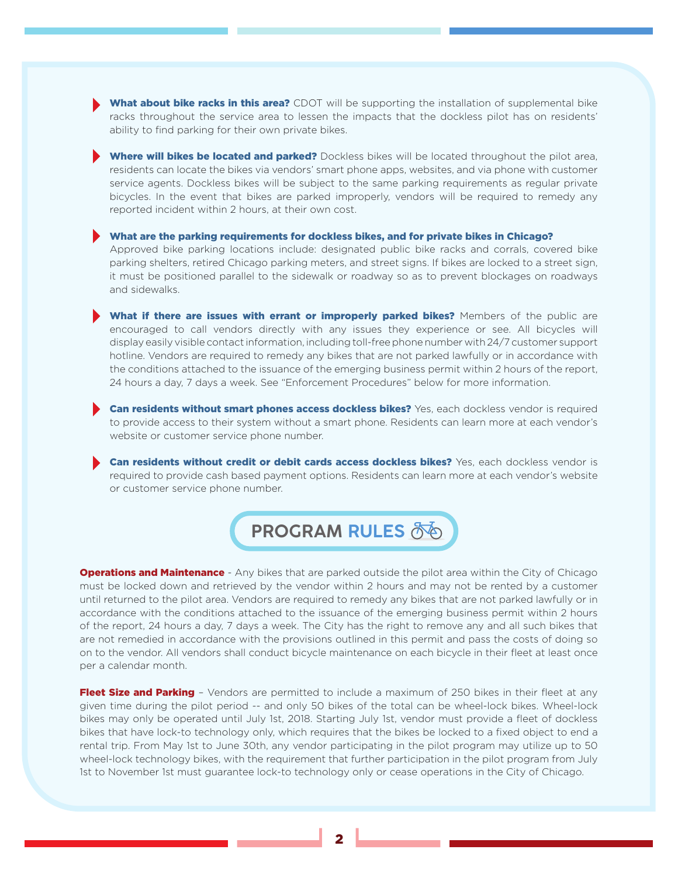- **What about bike racks in this area?** CDOT will be supporting the installation of supplemental bike racks throughout the service area to lessen the impacts that the dockless pilot has on residents' ability to find parking for their own private bikes.

- **Where will bikes be located and parked?** Dockless bikes will be located throughout the pilot area, residents can locate the bikes via vendors' smart phone apps, websites, and via phone with customer service agents. Dockless bikes will be subject to the same parking requirements as regular private bicycles. In the event that bikes are parked improperly, vendors will be required to remedy any reported incident within 2 hours, at their own cost.

- **What are the parking requirements for dockless bikes, and for private bikes in Chicago?** Approved bike parking locations include: designated public bike racks and corrals, covered bike parking shelters, retired Chicago parking meters, and street signs. If bikes are locked to a street sign, it must be positioned parallel to the sidewalk or roadway so as to prevent blockages on roadways and sidewalks.

- **What if there are issues with errant or improperly parked bikes?** Members of the public are encouraged to call vendors directly with any issues they experience or see. All bicycles will display easily visible contact information, including toll-free phone number with 24/7 customer support hotline. Vendors are required to remedy any bikes that are not parked lawfully or in accordance with the conditions attached to the issuance of the emerging business permit within 2 hours of the report, 24 hours a day, 7 days a week. See "Enforcement Procedures" below for more information.

- **Can residents without smart phones access dockless bikes?** Yes, each dockless vendor is required to provide access to their system without a smart phone. Residents can learn more at each vendor's website or customer service phone number.

- **Can residents without credit or debit cards access dockless bikes?** Yes, each dockless vendor is required to provide cash based payment options. Residents can learn more at each vendor's website or customer service phone number.

## PROGRAM RULES

**Operations and Maintenance** - Any bikes that are parked outside the pilot area within the City of Chicago must be locked down and retrieved by the vendor within 2 hours and may not be rented by a customer until returned to the pilot area. Vendors are required to remedy any bikes that are not parked lawfully or in accordance with the conditions attached to the issuance of the emerging business permit within 2 hours of the report, 24 hours a day, 7 days a week. The City has the right to remove any and all such bikes that are not remedied in accordance with the provisions outlined in this permit and pass the costs of doing so on to the vendor. All vendors shall conduct bicycle maintenance on each bicycle in their fleet at least once per a calendar month.

**Fleet Size and Parking** – Vendors are permitted to include a maximum of 250 bikes in their fleet at any given time during the pilot period -- and only 50 bikes of the total can be wheel-lock bikes. Wheel-lock bikes may only be operated until July 1st, 2018. Starting July 1st, vendor must provide a fleet of dockless bikes that have lock-to technology only, which requires that the bikes be locked to a fixed object to end a rental trip. From May 1st to June 30th, any vendor participating in the pilot program may utilize up to 50 wheel-lock technology bikes, with the requirement that further participation in the pilot program from July 1st to November 1st must guarantee lock-to technology only or cease operations in the City of Chicago.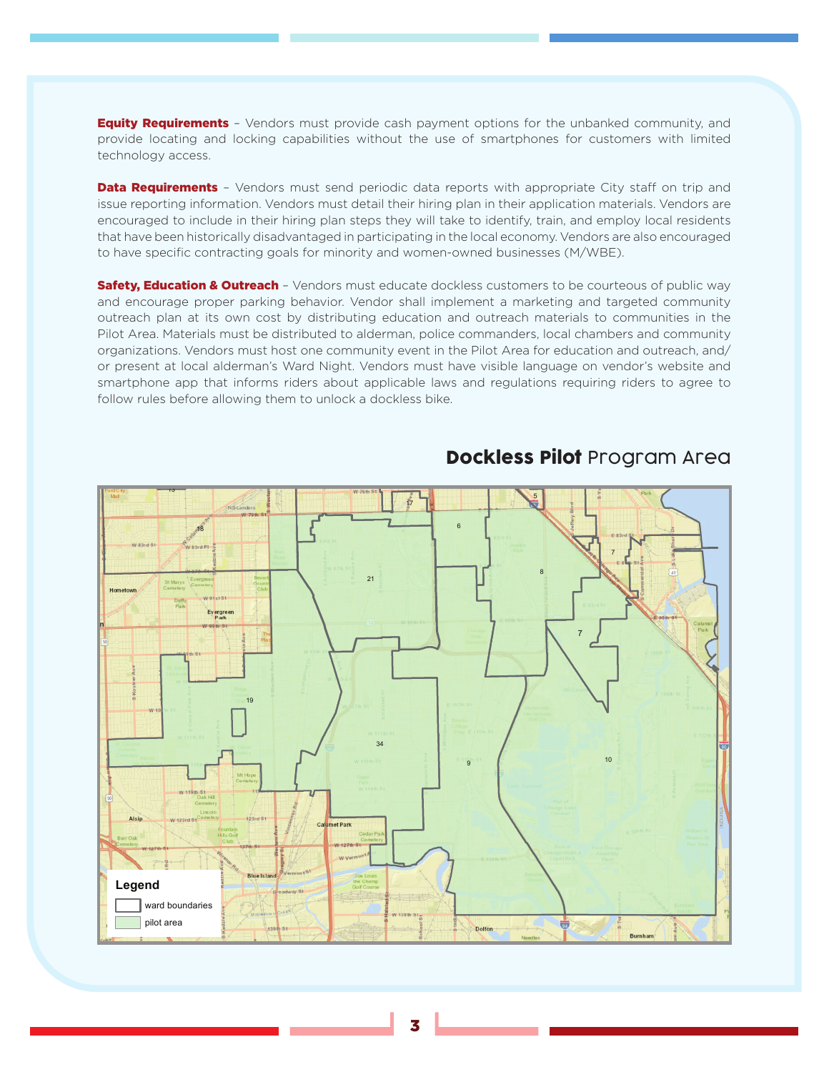**Equity Requirements** – Vendors must provide cash payment options for the unbanked community, and provide locating and locking capabilities without the use of smartphones for customers with limited technology access.

**Data Requirements** – Vendors must send periodic data reports with appropriate City staff on trip and issue reporting information. Vendors must detail their hiring plan in their application materials. Vendors are encouraged to include in their hiring plan steps they will take to identify, train, and employ local residents that have been historically disadvantaged in participating in the local economy. Vendors are also encouraged to have specific contracting goals for minority and women-owned businesses (M/WBE).

**Safety, Education & Outreach** – Vendors must educate dockless customers to be courteous of public way and encourage proper parking behavior. Vendor shall implement a marketing and targeted community outreach plan at its own cost by distributing education and outreach materials to communities in the Pilot Area. Materials must be distributed to alderman, police commanders, local chambers and community organizations. Vendors must host one community event in the Pilot Area for education and outreach, and/or present at local alderman's Ward Night. Vendors must have visible language on vendor's website and smartphone app that informs riders about applicable laws and regulations requiring riders to agree to follow rules before allowing them to unlock a dockless bike.

## **Dockless Pilot** Program Area

Legend

ward boundaries

pilot area